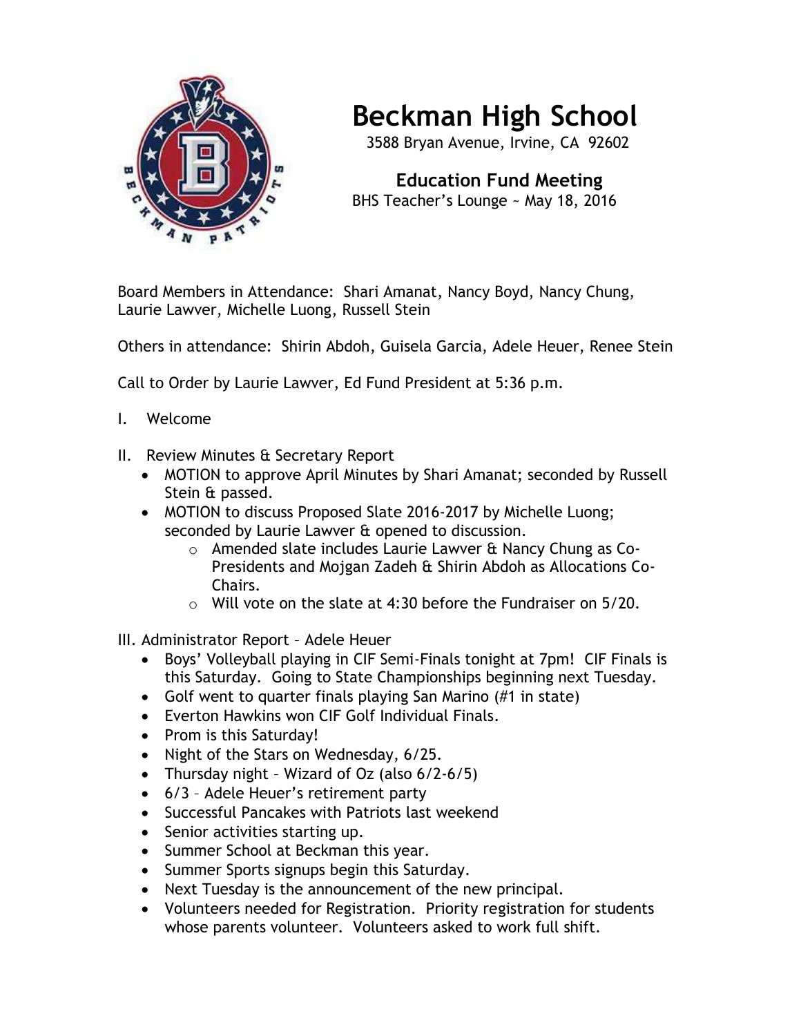# Beckman High School

3588 Bryan Avenue, Irvine, CA 92602

## Education Fund Meeting

BHS Teacher's Lounge ~ May 18, 2016

Board Members in Attendance: Shari Amanat, Nancy Boyd, Nancy Chung, Laurie Lawver, Michelle Luong, Russell Stein

Others in attendance: Shirin Abdoh, Guisela Garcia, Adele Heuer, Renee Stein

Call to Order by Laurie Lawver, Ed Fund President at 5:36 p.m.

I. Welcome

II. Review Minutes & Secretary Report
- MOTION to approve April Minutes by Shari Amanat; seconded by Russell Stein & passed.
- MOTION to discuss Proposed Slate 2016-2017 by Michelle Luong; seconded by Laurie Lawver & opened to discussion.
  - Amended slate includes Laurie Lawver & Nancy Chung as Co-Presidents and Mojgan Zadeh & Shirin Abdoh as Allocations Co-Chairs.
  - Will vote on the slate at 4:30 before the Fundraiser on 5/20.

III. Administrator Report – Adele Heuer
- Boys' Volleyball playing in CIF Semi-Finals tonight at 7pm! CIF Finals is this Saturday. Going to State Championships beginning next Tuesday.
- Golf went to quarter finals playing San Marino (#1 in state)
- Everton Hawkins won CIF Golf Individual Finals.
- Prom is this Saturday!
- Night of the Stars on Wednesday, 6/25.
- Thursday night – Wizard of Oz (also 6/2-6/5)
- 6/3 – Adele Heuer's retirement party
- Successful Pancakes with Patriots last weekend
- Senior activities starting up.
- Summer School at Beckman this year.
- Summer Sports signups begin this Saturday.
- Next Tuesday is the announcement of the new principal.
- Volunteers needed for Registration. Priority registration for students whose parents volunteer. Volunteers asked to work full shift.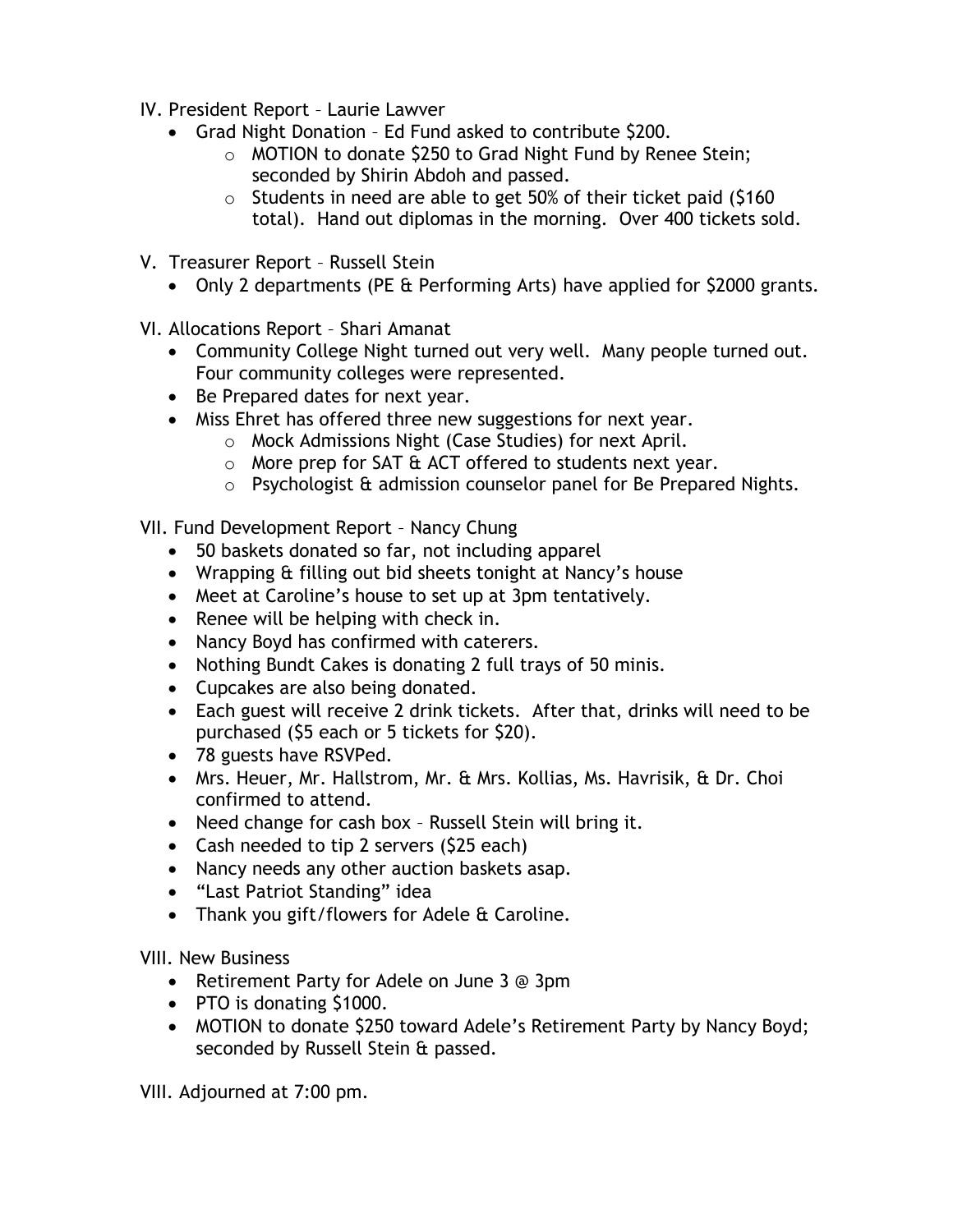IV. President Report – Laurie Lawver

- Grad Night Donation – Ed Fund asked to contribute $200.
  - MOTION to donate $250 to Grad Night Fund by Renee Stein; seconded by Shirin Abdoh and passed.
  - Students in need are able to get 50% of their ticket paid ($160 total). Hand out diplomas in the morning. Over 400 tickets sold.

V. Treasurer Report – Russell Stein

- Only 2 departments (PE & Performing Arts) have applied for $2000 grants.

VI. Allocations Report – Shari Amanat

- Community College Night turned out very well. Many people turned out. Four community colleges were represented.
- Be Prepared dates for next year.
- Miss Ehret has offered three new suggestions for next year.
  - Mock Admissions Night (Case Studies) for next April.
  - More prep for SAT & ACT offered to students next year.
  - Psychologist & admission counselor panel for Be Prepared Nights.

VII. Fund Development Report – Nancy Chung

- 50 baskets donated so far, not including apparel
- Wrapping & filling out bid sheets tonight at Nancy's house
- Meet at Caroline's house to set up at 3pm tentatively.
- Renee will be helping with check in.
- Nancy Boyd has confirmed with caterers.
- Nothing Bundt Cakes is donating 2 full trays of 50 minis.
- Cupcakes are also being donated.
- Each guest will receive 2 drink tickets. After that, drinks will need to be purchased ($5 each or 5 tickets for $20).
- 78 guests have RSVPed.
- Mrs. Heuer, Mr. Hallstrom, Mr. & Mrs. Kollias, Ms. Havrisik, & Dr. Choi confirmed to attend.
- Need change for cash box – Russell Stein will bring it.
- Cash needed to tip 2 servers ($25 each)
- Nancy needs any other auction baskets asap.
- "Last Patriot Standing" idea
- Thank you gift/flowers for Adele & Caroline.

VIII. New Business

- Retirement Party for Adele on June 3 @ 3pm
- PTO is donating $1000.
- MOTION to donate $250 toward Adele's Retirement Party by Nancy Boyd; seconded by Russell Stein & passed.

VIII. Adjourned at 7:00 pm.